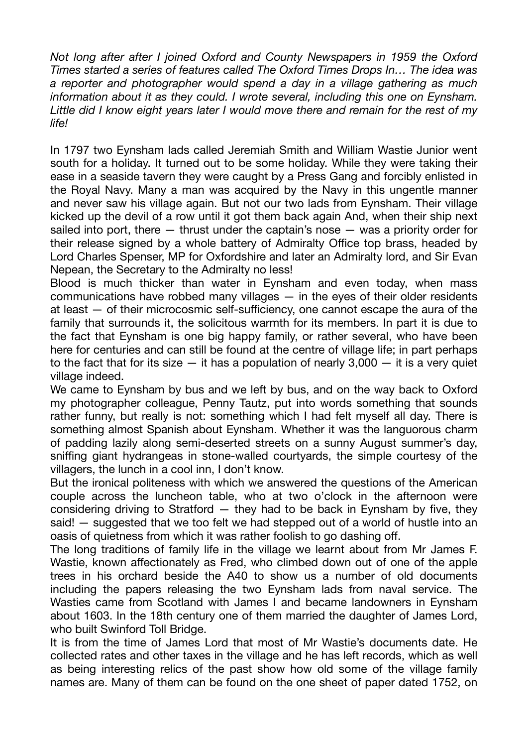*Not long after after I joined Oxford and County Newspapers in 1959 the Oxford Times started a series of features called The Oxford Times Drops In… The idea was a reporter and photographer would spend a day in a village gathering as much information about it as they could. I wrote several, including this one on Eynsham. Little did I know eight years later I would move there and remain for the rest of my life!*

In 1797 two Eynsham lads called Jeremiah Smith and William Wastie Junior went south for a holiday. It turned out to be some holiday. While they were taking their ease in a seaside tavern they were caught by a Press Gang and forcibly enlisted in the Royal Navy. Many a man was acquired by the Navy in this ungentle manner and never saw his village again. But not our two lads from Eynsham. Their village kicked up the devil of a row until it got them back again And, when their ship next sailed into port, there — thrust under the captain's nose — was a priority order for their release signed by a whole battery of Admiralty Office top brass, headed by Lord Charles Spenser, MP for Oxfordshire and later an Admiralty lord, and Sir Evan Nepean, the Secretary to the Admiralty no less!

Blood is much thicker than water in Eynsham and even today, when mass communications have robbed many villages — in the eyes of their older residents at least — of their microcosmic self-sufficiency, one cannot escape the aura of the family that surrounds it, the solicitous warmth for its members. In part it is due to the fact that Eynsham is one big happy family, or rather several, who have been here for centuries and can still be found at the centre of village life; in part perhaps to the fact that for its size — it has a population of nearly 3,000 — it is a very quiet village indeed.

We came to Eynsham by bus and we left by bus, and on the way back to Oxford my photographer colleague, Penny Tautz, put into words something that sounds rather funny, but really is not: something which I had felt myself all day. There is something almost Spanish about Eynsham. Whether it was the languorous charm of padding lazily along semi-deserted streets on a sunny August summer's day, sniffing giant hydrangeas in stone-walled courtyards, the simple courtesy of the villagers, the lunch in a cool inn, I don't know.

But the ironical politeness with which we answered the questions of the American couple across the luncheon table, who at two o'clock in the afternoon were considering driving to Stratford — they had to be back in Eynsham by five, they said! — suggested that we too felt we had stepped out of a world of hustle into an oasis of quietness from which it was rather foolish to go dashing off.

The long traditions of family life in the village we learnt about from Mr James F. Wastie, known affectionately as Fred, who climbed down out of one of the apple trees in his orchard beside the A40 to show us a number of old documents including the papers releasing the two Eynsham lads from naval service. The Wasties came from Scotland with James I and became landowners in Eynsham about 1603. In the 18th century one of them married the daughter of James Lord, who built Swinford Toll Bridge.

It is from the time of James Lord that most of Mr Wastie's documents date. He collected rates and other taxes in the village and he has left records, which as well as being interesting relics of the past show how old some of the village family names are. Many of them can be found on the one sheet of paper dated 1752, on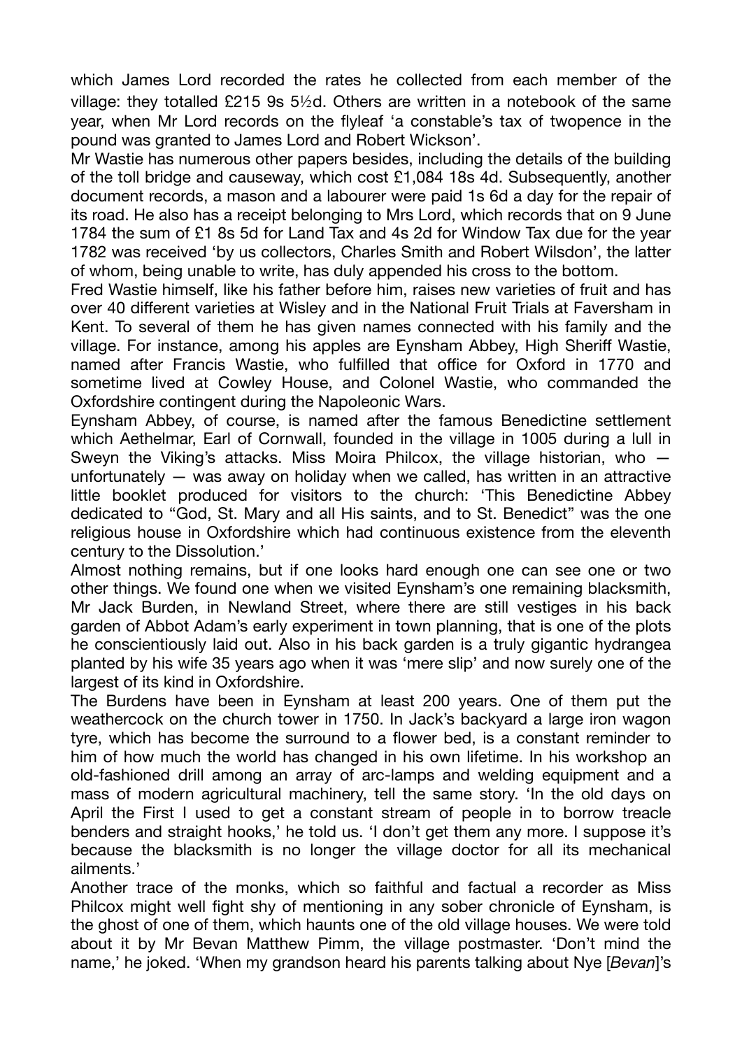which James Lord recorded the rates he collected from each member of the village: they totalled £215 9s 5½d. Others are written in a notebook of the same year, when Mr Lord records on the flyleaf 'a constable's tax of twopence in the pound was granted to James Lord and Robert Wickson'.

Mr Wastie has numerous other papers besides, including the details of the building of the toll bridge and causeway, which cost £1,084 18s 4d. Subsequently, another document records, a mason and a labourer were paid 1s 6d a day for the repair of its road. He also has a receipt belonging to Mrs Lord, which records that on 9 June 1784 the sum of £1 8s 5d for Land Tax and 4s 2d for Window Tax due for the year 1782 was received 'by us collectors, Charles Smith and Robert Wilsdon', the latter of whom, being unable to write, has duly appended his cross to the bottom.

Fred Wastie himself, like his father before him, raises new varieties of fruit and has over 40 different varieties at Wisley and in the National Fruit Trials at Faversham in Kent. To several of them he has given names connected with his family and the village. For instance, among his apples are Eynsham Abbey, High Sheriff Wastie, named after Francis Wastie, who fulfilled that office for Oxford in 1770 and sometime lived at Cowley House, and Colonel Wastie, who commanded the Oxfordshire contingent during the Napoleonic Wars.

Eynsham Abbey, of course, is named after the famous Benedictine settlement which Aethelmar, Earl of Cornwall, founded in the village in 1005 during a lull in Sweyn the Viking's attacks. Miss Moira Philcox, the village historian, who — unfortunately — was away on holiday when we called, has written in an attractive little booklet produced for visitors to the church: 'This Benedictine Abbey dedicated to "God, St. Mary and all His saints, and to St. Benedict" was the one religious house in Oxfordshire which had continuous existence from the eleventh century to the Dissolution.'

Almost nothing remains, but if one looks hard enough one can see one or two other things. We found one when we visited Eynsham's one remaining blacksmith, Mr Jack Burden, in Newland Street, where there are still vestiges in his back garden of Abbot Adam's early experiment in town planning, that is one of the plots he conscientiously laid out. Also in his back garden is a truly gigantic hydrangea planted by his wife 35 years ago when it was 'mere slip' and now surely one of the largest of its kind in Oxfordshire.

The Burdens have been in Eynsham at least 200 years. One of them put the weathercock on the church tower in 1750. In Jack's backyard a large iron wagon tyre, which has become the surround to a flower bed, is a constant reminder to him of how much the world has changed in his own lifetime. In his workshop an old-fashioned drill among an array of arc-lamps and welding equipment and a mass of modern agricultural machinery, tell the same story. 'In the old days on April the First I used to get a constant stream of people in to borrow treacle benders and straight hooks,' he told us. 'I don't get them any more. I suppose it's because the blacksmith is no longer the village doctor for all its mechanical ailments.'

Another trace of the monks, which so faithful and factual a recorder as Miss Philcox might well fight shy of mentioning in any sober chronicle of Eynsham, is the ghost of one of them, which haunts one of the old village houses. We were told about it by Mr Bevan Matthew Pimm, the village postmaster. 'Don't mind the name,' he joked. 'When my grandson heard his parents talking about Nye [*Bevan*]'s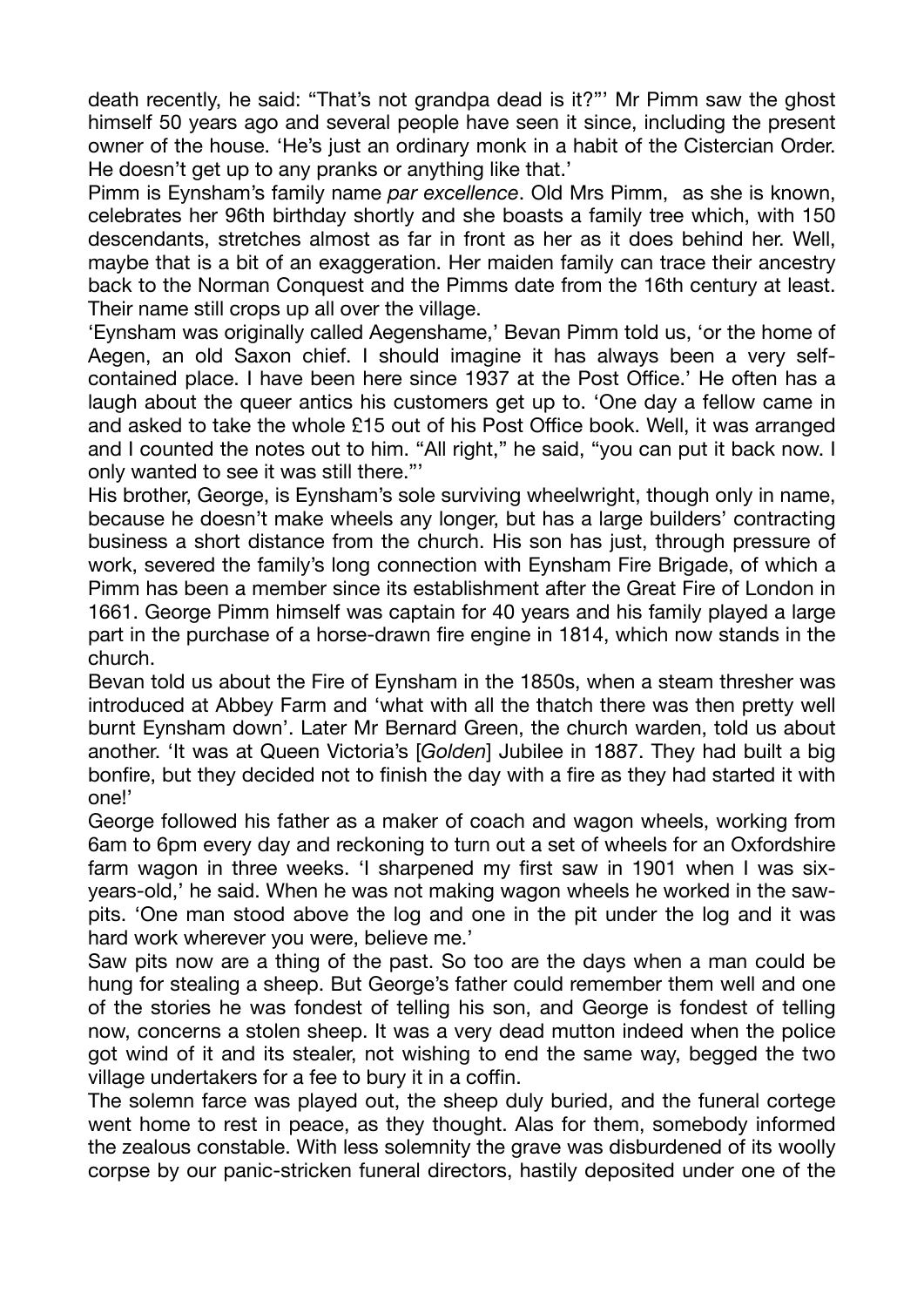death recently, he said: "That's not grandpa dead is it?"' Mr Pimm saw the ghost himself 50 years ago and several people have seen it since, including the present owner of the house. 'He's just an ordinary monk in a habit of the Cistercian Order. He doesn't get up to any pranks or anything like that.'

Pimm is Eynsham's family name *par excellence*. Old Mrs Pimm, as she is known, celebrates her 96th birthday shortly and she boasts a family tree which, with 150 descendants, stretches almost as far in front as her as it does behind her. Well, maybe that is a bit of an exaggeration. Her maiden family can trace their ancestry back to the Norman Conquest and the Pimms date from the 16th century at least. Their name still crops up all over the village.

'Eynsham was originally called Aegenshame,' Bevan Pimm told us, 'or the home of Aegen, an old Saxon chief. I should imagine it has always been a very self-contained place. I have been here since 1937 at the Post Office.' He often has a laugh about the queer antics his customers get up to. 'One day a fellow came in and asked to take the whole £15 out of his Post Office book. Well, it was arranged and I counted the notes out to him. "All right," he said, "you can put it back now. I only wanted to see it was still there."'

His brother, George, is Eynsham's sole surviving wheelwright, though only in name, because he doesn't make wheels any longer, but has a large builders' contracting business a short distance from the church. His son has just, through pressure of work, severed the family's long connection with Eynsham Fire Brigade, of which a Pimm has been a member since its establishment after the Great Fire of London in 1661. George Pimm himself was captain for 40 years and his family played a large part in the purchase of a horse-drawn fire engine in 1814, which now stands in the church.

Bevan told us about the Fire of Eynsham in the 1850s, when a steam thresher was introduced at Abbey Farm and 'what with all the thatch there was then pretty well burnt Eynsham down'. Later Mr Bernard Green, the church warden, told us about another. 'It was at Queen Victoria's [*Golden*] Jubilee in 1887. They had built a big bonfire, but they decided not to finish the day with a fire as they had started it with one!'

George followed his father as a maker of coach and wagon wheels, working from 6am to 6pm every day and reckoning to turn out a set of wheels for an Oxfordshire farm wagon in three weeks. 'I sharpened my first saw in 1901 when I was six-years-old,' he said. When he was not making wagon wheels he worked in the saw-pits. 'One man stood above the log and one in the pit under the log and it was hard work wherever you were, believe me.'

Saw pits now are a thing of the past. So too are the days when a man could be hung for stealing a sheep. But George's father could remember them well and one of the stories he was fondest of telling his son, and George is fondest of telling now, concerns a stolen sheep. It was a very dead mutton indeed when the police got wind of it and its stealer, not wishing to end the same way, begged the two village undertakers for a fee to bury it in a coffin.

The solemn farce was played out, the sheep duly buried, and the funeral cortege went home to rest in peace, as they thought. Alas for them, somebody informed the zealous constable. With less solemnity the grave was disburdened of its woolly corpse by our panic-stricken funeral directors, hastily deposited under one of the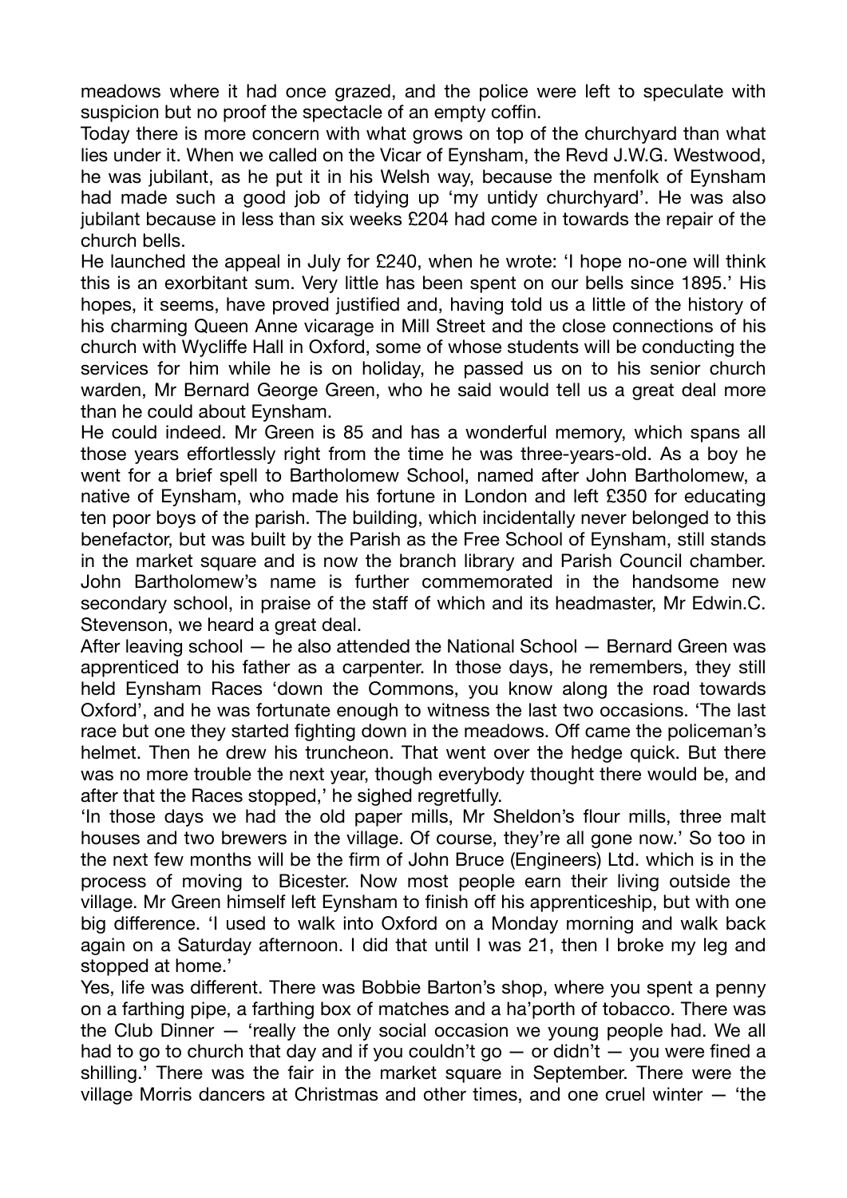meadows where it had once grazed, and the police were left to speculate with suspicion but no proof the spectacle of an empty coffin.

Today there is more concern with what grows on top of the churchyard than what lies under it. When we called on the Vicar of Eynsham, the Revd J.W.G. Westwood, he was jubilant, as he put it in his Welsh way, because the menfolk of Eynsham had made such a good job of tidying up 'my untidy churchyard'. He was also jubilant because in less than six weeks £204 had come in towards the repair of the church bells.

He launched the appeal in July for £240, when he wrote: 'I hope no-one will think this is an exorbitant sum. Very little has been spent on our bells since 1895.' His hopes, it seems, have proved justified and, having told us a little of the history of his charming Queen Anne vicarage in Mill Street and the close connections of his church with Wycliffe Hall in Oxford, some of whose students will be conducting the services for him while he is on holiday, he passed us on to his senior church warden, Mr Bernard George Green, who he said would tell us a great deal more than he could about Eynsham.

He could indeed. Mr Green is 85 and has a wonderful memory, which spans all those years effortlessly right from the time he was three-years-old. As a boy he went for a brief spell to Bartholomew School, named after John Bartholomew, a native of Eynsham, who made his fortune in London and left £350 for educating ten poor boys of the parish. The building, which incidentally never belonged to this benefactor, but was built by the Parish as the Free School of Eynsham, still stands in the market square and is now the branch library and Parish Council chamber. John Bartholomew's name is further commemorated in the handsome new secondary school, in praise of the staff of which and its headmaster, Mr Edwin.C. Stevenson, we heard a great deal.

After leaving school — he also attended the National School — Bernard Green was apprenticed to his father as a carpenter. In those days, he remembers, they still held Eynsham Races 'down the Commons, you know along the road towards Oxford', and he was fortunate enough to witness the last two occasions. 'The last race but one they started fighting down in the meadows. Off came the policeman's helmet. Then he drew his truncheon. That went over the hedge quick. But there was no more trouble the next year, though everybody thought there would be, and after that the Races stopped,' he sighed regretfully.

'In those days we had the old paper mills, Mr Sheldon's flour mills, three malt houses and two brewers in the village. Of course, they're all gone now.' So too in the next few months will be the firm of John Bruce (Engineers) Ltd. which is in the process of moving to Bicester. Now most people earn their living outside the village. Mr Green himself left Eynsham to finish off his apprenticeship, but with one big difference. 'I used to walk into Oxford on a Monday morning and walk back again on a Saturday afternoon. I did that until I was 21, then I broke my leg and stopped at home.'

Yes, life was different. There was Bobbie Barton's shop, where you spent a penny on a farthing pipe, a farthing box of matches and a ha'porth of tobacco. There was the Club Dinner — 'really the only social occasion we young people had. We all had to go to church that day and if you couldn't go — or didn't — you were fined a shilling.' There was the fair in the market square in September. There were the village Morris dancers at Christmas and other times, and one cruel winter — 'the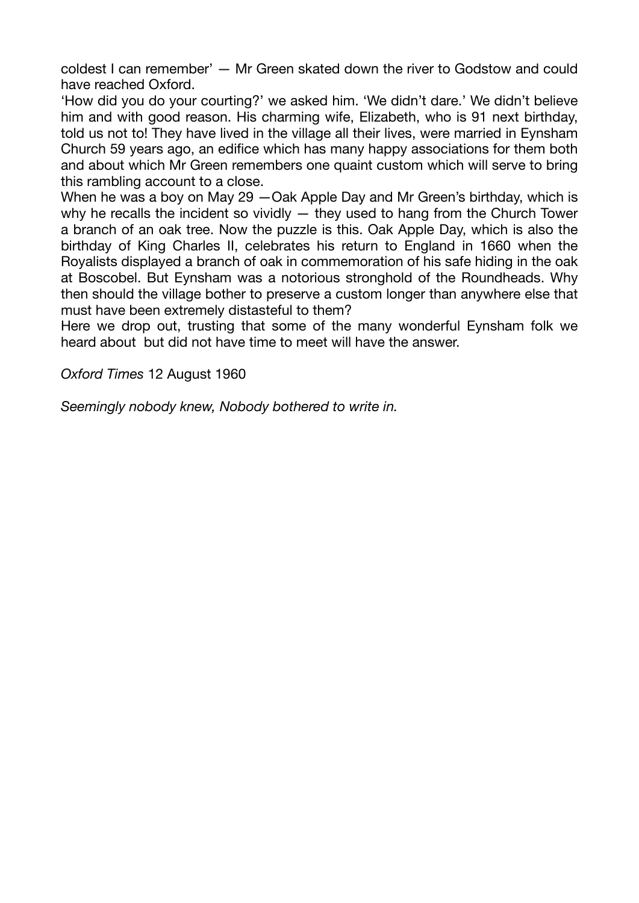coldest I can remember' — Mr Green skated down the river to Godstow and could have reached Oxford.

'How did you do your courting?' we asked him. 'We didn't dare.' We didn't believe him and with good reason. His charming wife, Elizabeth, who is 91 next birthday, told us not to! They have lived in the village all their lives, were married in Eynsham Church 59 years ago, an edifice which has many happy associations for them both and about which Mr Green remembers one quaint custom which will serve to bring this rambling account to a close.

When he was a boy on May 29 —Oak Apple Day and Mr Green's birthday, which is why he recalls the incident so vividly — they used to hang from the Church Tower a branch of an oak tree. Now the puzzle is this. Oak Apple Day, which is also the birthday of King Charles II, celebrates his return to England in 1660 when the Royalists displayed a branch of oak in commemoration of his safe hiding in the oak at Boscobel. But Eynsham was a notorious stronghold of the Roundheads. Why then should the village bother to preserve a custom longer than anywhere else that must have been extremely distasteful to them?

Here we drop out, trusting that some of the many wonderful Eynsham folk we heard about but did not have time to meet will have the answer.

*Oxford Times* 12 August 1960

*Seemingly nobody knew, Nobody bothered to write in.*